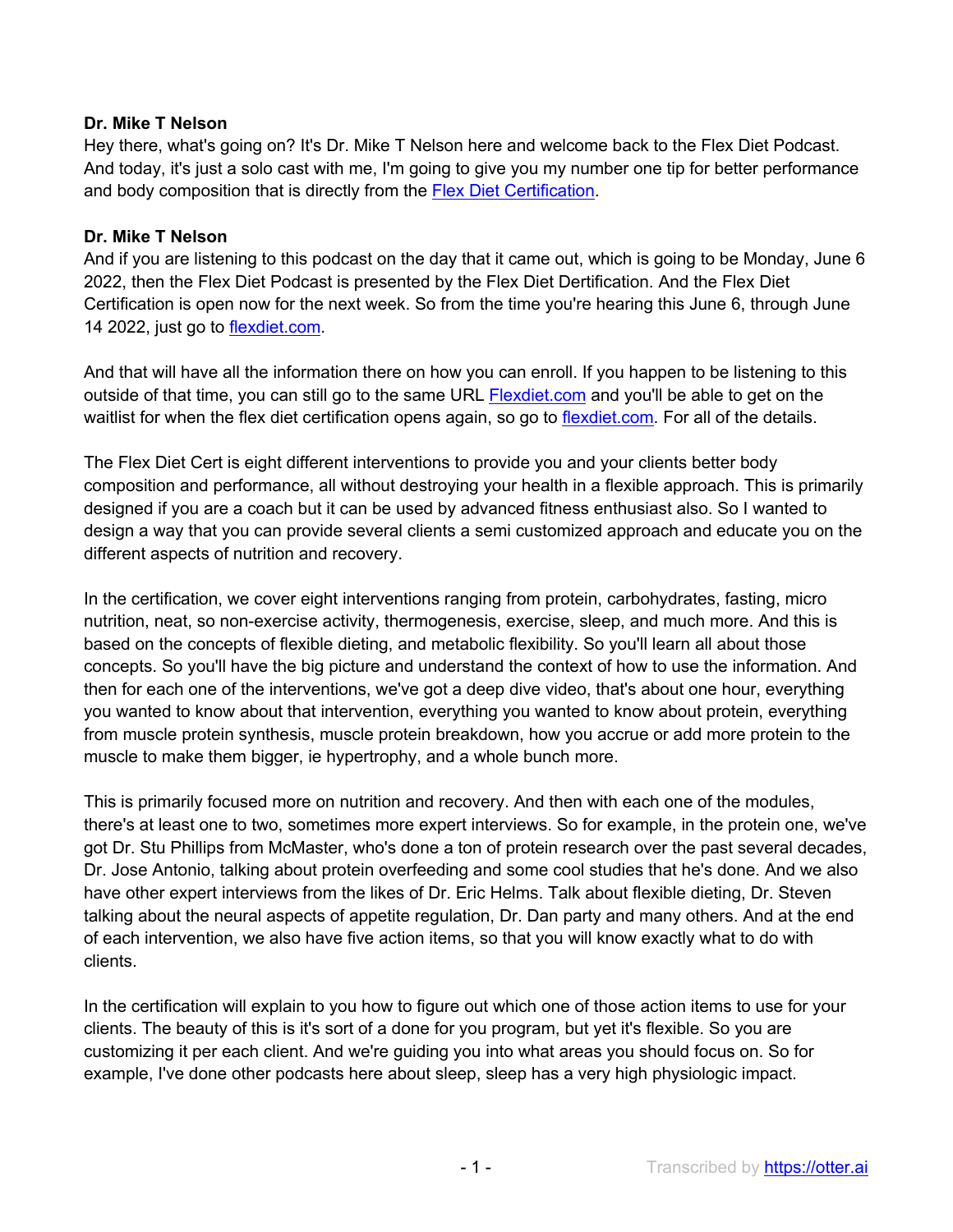**Dr. Mike T Nelson**

Hey there, what's going on? It's Dr. Mike T Nelson here and welcome back to the Flex Diet Podcast. And today, it's just a solo cast with me, I'm going to give you my number one tip for better performance and body composition that is directly from the [Flex Diet Certification](https://flexdiet.com).

**Dr. Mike T Nelson**

And if you are listening to this podcast on the day that it came out, which is going to be Monday, June 6 2022, then the Flex Diet Podcast is presented by the Flex Diet Dertification. And the Flex Diet Certification is open now for the next week. So from the time you're hearing this June 6, through June 14 2022, just go to [flexdiet.com](https://flexdiet.com).

And that will have all the information there on how you can enroll. If you happen to be listening to this outside of that time, you can still go to the same URL [Flexdiet.com](https://flexdiet.com) and you'll be able to get on the waitlist for when the flex diet certification opens again, so go to [flexdiet.com](https://flexdiet.com). For all of the details.

The Flex Diet Cert is eight different interventions to provide you and your clients better body composition and performance, all without destroying your health in a flexible approach. This is primarily designed if you are a coach but it can be used by advanced fitness enthusiast also. So I wanted to design a way that you can provide several clients a semi customized approach and educate you on the different aspects of nutrition and recovery.

In the certification, we cover eight interventions ranging from protein, carbohydrates, fasting, micro nutrition, neat, so non-exercise activity, thermogenesis, exercise, sleep, and much more. And this is based on the concepts of flexible dieting, and metabolic flexibility. So you'll learn all about those concepts. So you'll have the big picture and understand the context of how to use the information. And then for each one of the interventions, we've got a deep dive video, that's about one hour, everything you wanted to know about that intervention, everything you wanted to know about protein, everything from muscle protein synthesis, muscle protein breakdown, how you accrue or add more protein to the muscle to make them bigger, ie hypertrophy, and a whole bunch more.

This is primarily focused more on nutrition and recovery. And then with each one of the modules, there's at least one to two, sometimes more expert interviews. So for example, in the protein one, we've got Dr. Stu Phillips from McMaster, who's done a ton of protein research over the past several decades, Dr. Jose Antonio, talking about protein overfeeding and some cool studies that he's done. And we also have other expert interviews from the likes of Dr. Eric Helms. Talk about flexible dieting, Dr. Steven talking about the neural aspects of appetite regulation, Dr. Dan party and many others. And at the end of each intervention, we also have five action items, so that you will know exactly what to do with clients.

In the certification will explain to you how to figure out which one of those action items to use for your clients. The beauty of this is it's sort of a done for you program, but yet it's flexible. So you are customizing it per each client. And we're guiding you into what areas you should focus on. So for example, I've done other podcasts here about sleep, sleep has a very high physiologic impact.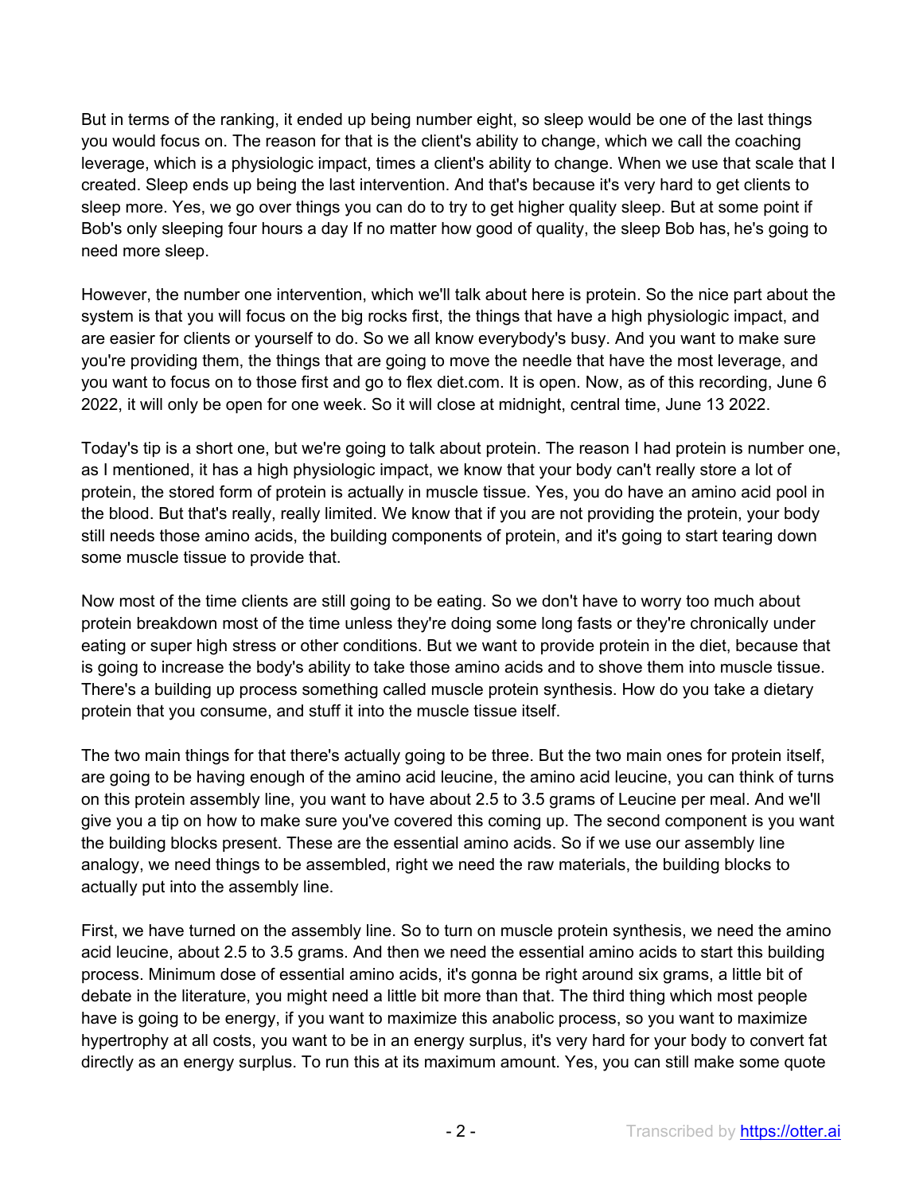But in terms of the ranking, it ended up being number eight, so sleep would be one of the last things you would focus on. The reason for that is the client's ability to change, which we call the coaching leverage, which is a physiologic impact, times a client's ability to change. When we use that scale that I created. Sleep ends up being the last intervention. And that's because it's very hard to get clients to sleep more. Yes, we go over things you can do to try to get higher quality sleep. But at some point if Bob's only sleeping four hours a day If no matter how good of quality, the sleep Bob has, he's going to need more sleep.

However, the number one intervention, which we'll talk about here is protein. So the nice part about the system is that you will focus on the big rocks first, the things that have a high physiologic impact, and are easier for clients or yourself to do. So we all know everybody's busy. And you want to make sure you're providing them, the things that are going to move the needle that have the most leverage, and you want to focus on to those first and go to flex diet.com. It is open. Now, as of this recording, June 6 2022, it will only be open for one week. So it will close at midnight, central time, June 13 2022.

Today's tip is a short one, but we're going to talk about protein. The reason I had protein is number one, as I mentioned, it has a high physiologic impact, we know that your body can't really store a lot of protein, the stored form of protein is actually in muscle tissue. Yes, you do have an amino acid pool in the blood. But that's really, really limited. We know that if you are not providing the protein, your body still needs those amino acids, the building components of protein, and it's going to start tearing down some muscle tissue to provide that.

Now most of the time clients are still going to be eating. So we don't have to worry too much about protein breakdown most of the time unless they're doing some long fasts or they're chronically under eating or super high stress or other conditions. But we want to provide protein in the diet, because that is going to increase the body's ability to take those amino acids and to shove them into muscle tissue. There's a building up process something called muscle protein synthesis. How do you take a dietary protein that you consume, and stuff it into the muscle tissue itself.

The two main things for that there's actually going to be three. But the two main ones for protein itself, are going to be having enough of the amino acid leucine, the amino acid leucine, you can think of turns on this protein assembly line, you want to have about 2.5 to 3.5 grams of Leucine per meal. And we'll give you a tip on how to make sure you've covered this coming up. The second component is you want the building blocks present. These are the essential amino acids. So if we use our assembly line analogy, we need things to be assembled, right we need the raw materials, the building blocks to actually put into the assembly line.

First, we have turned on the assembly line. So to turn on muscle protein synthesis, we need the amino acid leucine, about 2.5 to 3.5 grams. And then we need the essential amino acids to start this building process. Minimum dose of essential amino acids, it's gonna be right around six grams, a little bit of debate in the literature, you might need a little bit more than that. The third thing which most people have is going to be energy, if you want to maximize this anabolic process, so you want to maximize hypertrophy at all costs, you want to be in an energy surplus, it's very hard for your body to convert fat directly as an energy surplus. To run this at its maximum amount. Yes, you can still make some quote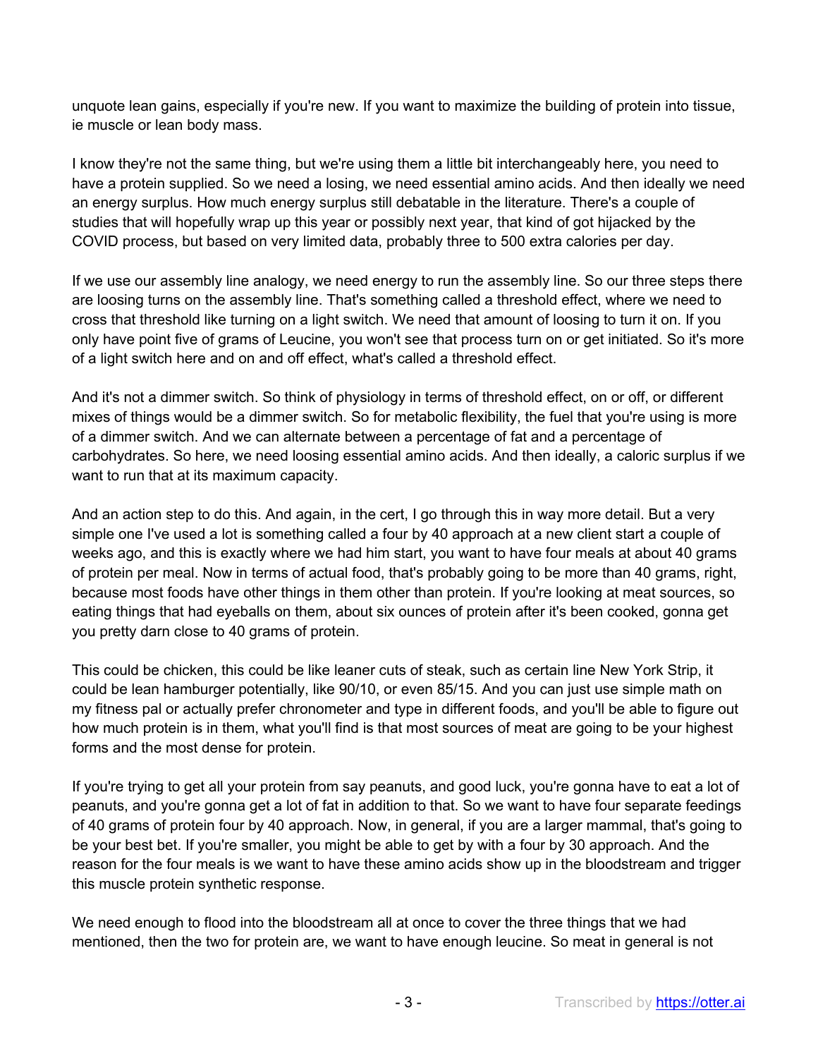unquote lean gains, especially if you're new. If you want to maximize the building of protein into tissue, ie muscle or lean body mass.

I know they're not the same thing, but we're using them a little bit interchangeably here, you need to have a protein supplied. So we need a losing, we need essential amino acids. And then ideally we need an energy surplus. How much energy surplus still debatable in the literature. There's a couple of studies that will hopefully wrap up this year or possibly next year, that kind of got hijacked by the COVID process, but based on very limited data, probably three to 500 extra calories per day.

If we use our assembly line analogy, we need energy to run the assembly line. So our three steps there are loosing turns on the assembly line. That's something called a threshold effect, where we need to cross that threshold like turning on a light switch. We need that amount of loosing to turn it on. If you only have point five of grams of Leucine, you won't see that process turn on or get initiated. So it's more of a light switch here and on and off effect, what's called a threshold effect.

And it's not a dimmer switch. So think of physiology in terms of threshold effect, on or off, or different mixes of things would be a dimmer switch. So for metabolic flexibility, the fuel that you're using is more of a dimmer switch. And we can alternate between a percentage of fat and a percentage of carbohydrates. So here, we need loosing essential amino acids. And then ideally, a caloric surplus if we want to run that at its maximum capacity.

And an action step to do this. And again, in the cert, I go through this in way more detail. But a very simple one I've used a lot is something called a four by 40 approach at a new client start a couple of weeks ago, and this is exactly where we had him start, you want to have four meals at about 40 grams of protein per meal. Now in terms of actual food, that's probably going to be more than 40 grams, right, because most foods have other things in them other than protein. If you're looking at meat sources, so eating things that had eyeballs on them, about six ounces of protein after it's been cooked, gonna get you pretty darn close to 40 grams of protein.

This could be chicken, this could be like leaner cuts of steak, such as certain line New York Strip, it could be lean hamburger potentially, like 90/10, or even 85/15. And you can just use simple math on my fitness pal or actually prefer chronometer and type in different foods, and you'll be able to figure out how much protein is in them, what you'll find is that most sources of meat are going to be your highest forms and the most dense for protein.

If you're trying to get all your protein from say peanuts, and good luck, you're gonna have to eat a lot of peanuts, and you're gonna get a lot of fat in addition to that. So we want to have four separate feedings of 40 grams of protein four by 40 approach. Now, in general, if you are a larger mammal, that's going to be your best bet. If you're smaller, you might be able to get by with a four by 30 approach. And the reason for the four meals is we want to have these amino acids show up in the bloodstream and trigger this muscle protein synthetic response.

We need enough to flood into the bloodstream all at once to cover the three things that we had mentioned, then the two for protein are, we want to have enough leucine. So meat in general is not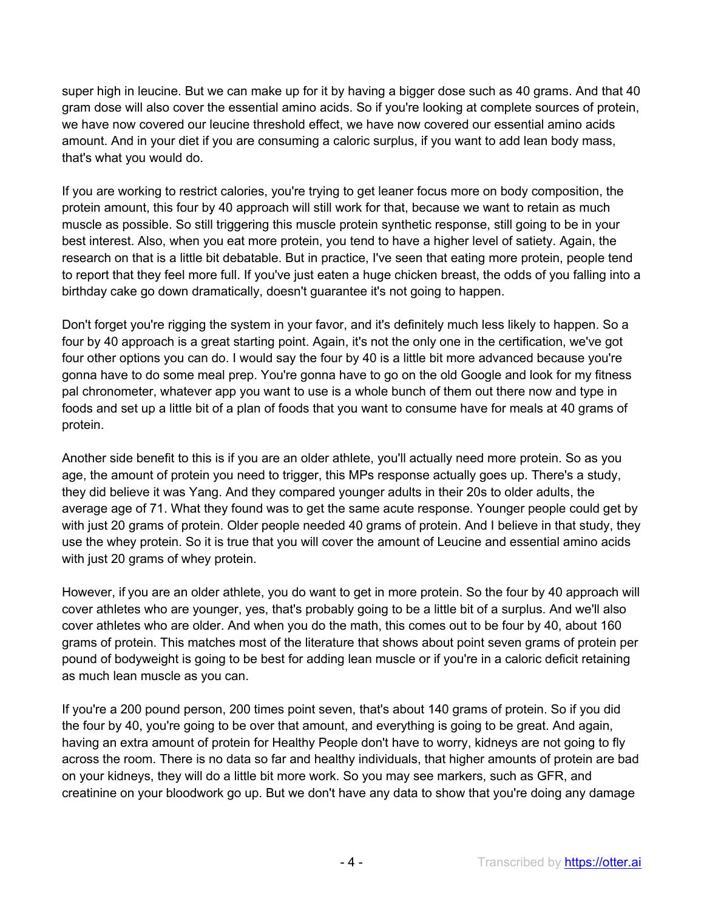super high in leucine. But we can make up for it by having a bigger dose such as 40 grams. And that 40 gram dose will also cover the essential amino acids. So if you're looking at complete sources of protein, we have now covered our leucine threshold effect, we have now covered our essential amino acids amount. And in your diet if you are consuming a caloric surplus, if you want to add lean body mass, that's what you would do.

If you are working to restrict calories, you're trying to get leaner focus more on body composition, the protein amount, this four by 40 approach will still work for that, because we want to retain as much muscle as possible. So still triggering this muscle protein synthetic response, still going to be in your best interest. Also, when you eat more protein, you tend to have a higher level of satiety. Again, the research on that is a little bit debatable. But in practice, I've seen that eating more protein, people tend to report that they feel more full. If you've just eaten a huge chicken breast, the odds of you falling into a birthday cake go down dramatically, doesn't guarantee it's not going to happen.

Don't forget you're rigging the system in your favor, and it's definitely much less likely to happen. So a four by 40 approach is a great starting point. Again, it's not the only one in the certification, we've got four other options you can do. I would say the four by 40 is a little bit more advanced because you're gonna have to do some meal prep. You're gonna have to go on the old Google and look for my fitness pal chronometer, whatever app you want to use is a whole bunch of them out there now and type in foods and set up a little bit of a plan of foods that you want to consume have for meals at 40 grams of protein.

Another side benefit to this is if you are an older athlete, you'll actually need more protein. So as you age, the amount of protein you need to trigger, this MPs response actually goes up. There's a study, they did believe it was Yang. And they compared younger adults in their 20s to older adults, the average age of 71. What they found was to get the same acute response. Younger people could get by with just 20 grams of protein. Older people needed 40 grams of protein. And I believe in that study, they use the whey protein. So it is true that you will cover the amount of Leucine and essential amino acids with just 20 grams of whey protein.

However, if you are an older athlete, you do want to get in more protein. So the four by 40 approach will cover athletes who are younger, yes, that's probably going to be a little bit of a surplus. And we'll also cover athletes who are older. And when you do the math, this comes out to be four by 40, about 160 grams of protein. This matches most of the literature that shows about point seven grams of protein per pound of bodyweight is going to be best for adding lean muscle or if you're in a caloric deficit retaining as much lean muscle as you can.

If you're a 200 pound person, 200 times point seven, that's about 140 grams of protein. So if you did the four by 40, you're going to be over that amount, and everything is going to be great. And again, having an extra amount of protein for Healthy People don't have to worry, kidneys are not going to fly across the room. There is no data so far and healthy individuals, that higher amounts of protein are bad on your kidneys, they will do a little bit more work. So you may see markers, such as GFR, and creatinine on your bloodwork go up. But we don't have any data to show that you're doing any damage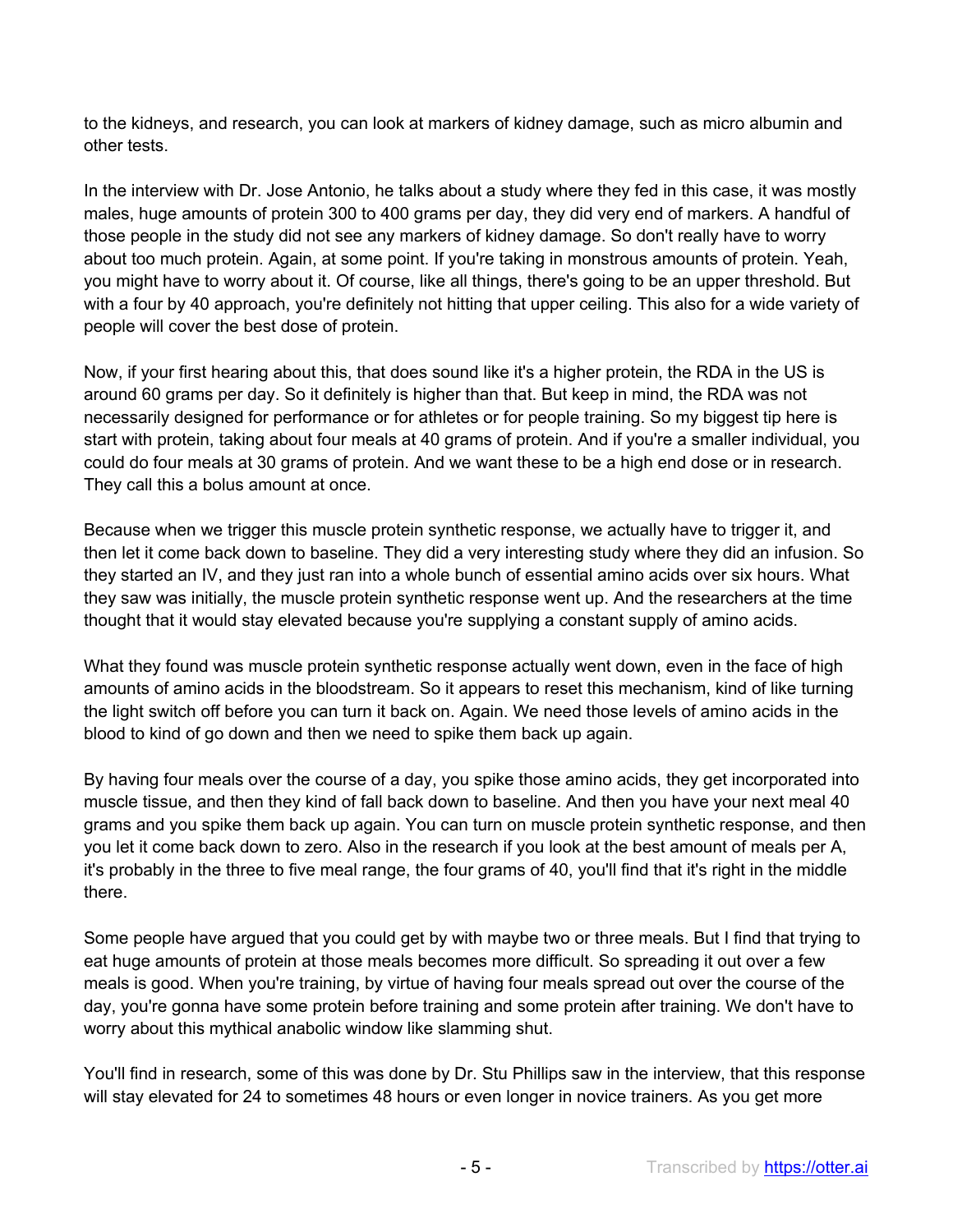to the kidneys, and research, you can look at markers of kidney damage, such as micro albumin and other tests.

In the interview with Dr. Jose Antonio, he talks about a study where they fed in this case, it was mostly males, huge amounts of protein 300 to 400 grams per day, they did very end of markers. A handful of those people in the study did not see any markers of kidney damage. So don't really have to worry about too much protein. Again, at some point. If you're taking in monstrous amounts of protein. Yeah, you might have to worry about it. Of course, like all things, there's going to be an upper threshold. But with a four by 40 approach, you're definitely not hitting that upper ceiling. This also for a wide variety of people will cover the best dose of protein.

Now, if your first hearing about this, that does sound like it's a higher protein, the RDA in the US is around 60 grams per day. So it definitely is higher than that. But keep in mind, the RDA was not necessarily designed for performance or for athletes or for people training. So my biggest tip here is start with protein, taking about four meals at 40 grams of protein. And if you're a smaller individual, you could do four meals at 30 grams of protein. And we want these to be a high end dose or in research. They call this a bolus amount at once.

Because when we trigger this muscle protein synthetic response, we actually have to trigger it, and then let it come back down to baseline. They did a very interesting study where they did an infusion. So they started an IV, and they just ran into a whole bunch of essential amino acids over six hours. What they saw was initially, the muscle protein synthetic response went up. And the researchers at the time thought that it would stay elevated because you're supplying a constant supply of amino acids.

What they found was muscle protein synthetic response actually went down, even in the face of high amounts of amino acids in the bloodstream. So it appears to reset this mechanism, kind of like turning the light switch off before you can turn it back on. Again. We need those levels of amino acids in the blood to kind of go down and then we need to spike them back up again.

By having four meals over the course of a day, you spike those amino acids, they get incorporated into muscle tissue, and then they kind of fall back down to baseline. And then you have your next meal 40 grams and you spike them back up again. You can turn on muscle protein synthetic response, and then you let it come back down to zero. Also in the research if you look at the best amount of meals per A, it's probably in the three to five meal range, the four grams of 40, you'll find that it's right in the middle there.

Some people have argued that you could get by with maybe two or three meals. But I find that trying to eat huge amounts of protein at those meals becomes more difficult. So spreading it out over a few meals is good. When you're training, by virtue of having four meals spread out over the course of the day, you're gonna have some protein before training and some protein after training. We don't have to worry about this mythical anabolic window like slamming shut.

You'll find in research, some of this was done by Dr. Stu Phillips saw in the interview, that this response will stay elevated for 24 to sometimes 48 hours or even longer in novice trainers. As you get more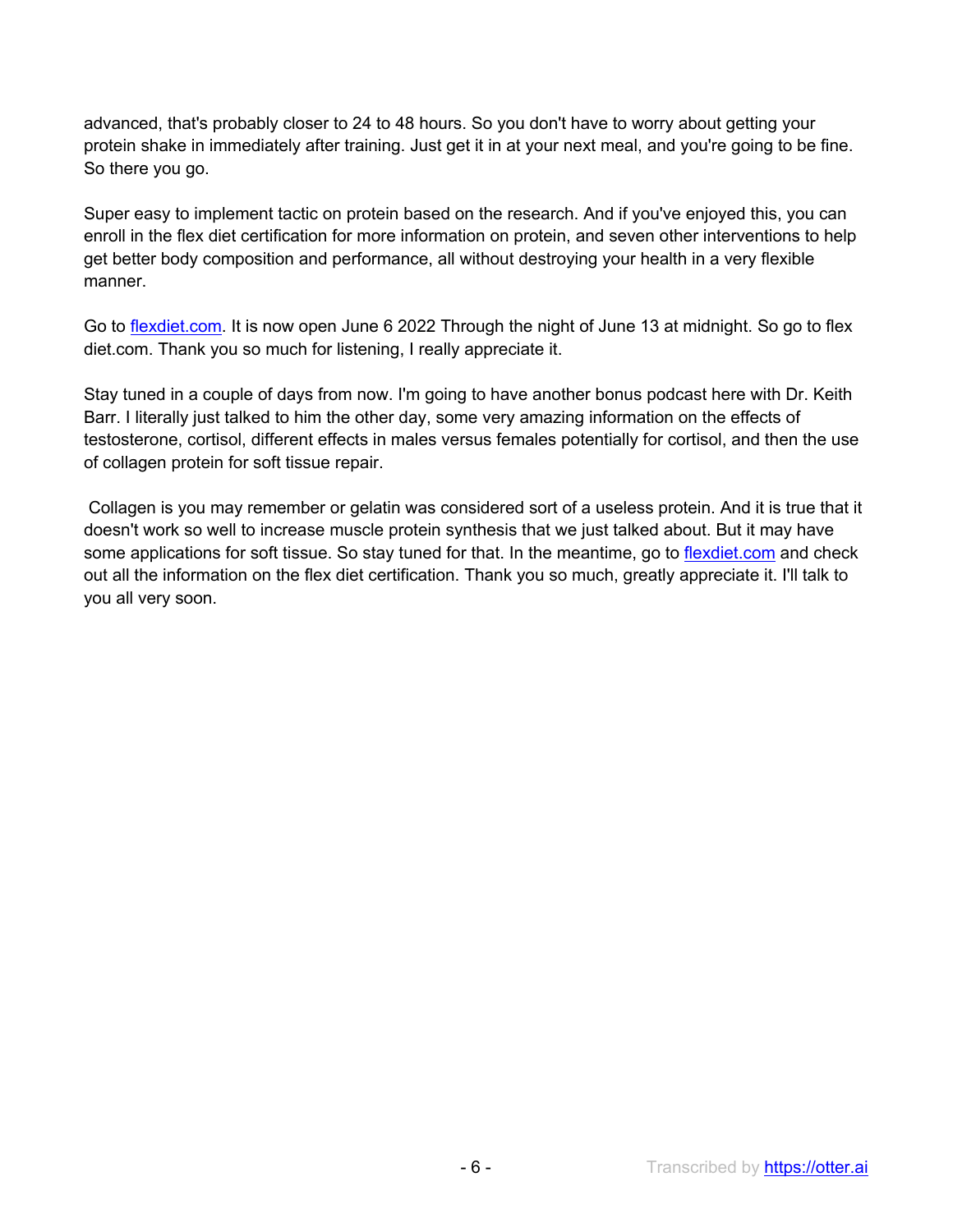advanced, that's probably closer to 24 to 48 hours. So you don't have to worry about getting your protein shake in immediately after training. Just get it in at your next meal, and you're going to be fine. So there you go.

Super easy to implement tactic on protein based on the research. And if you've enjoyed this, you can enroll in the flex diet certification for more information on protein, and seven other interventions to help get better body composition and performance, all without destroying your health in a very flexible manner.

Go to [flexdiet.com](http://flexdiet.com). It is now open June 6 2022 Through the night of June 13 at midnight. So go to flex diet.com. Thank you so much for listening, I really appreciate it.

Stay tuned in a couple of days from now. I'm going to have another bonus podcast here with Dr. Keith Barr. I literally just talked to him the other day, some very amazing information on the effects of testosterone, cortisol, different effects in males versus females potentially for cortisol, and then the use of collagen protein for soft tissue repair.

Collagen is you may remember or gelatin was considered sort of a useless protein. And it is true that it doesn't work so well to increase muscle protein synthesis that we just talked about. But it may have some applications for soft tissue. So stay tuned for that. In the meantime, go to [flexdiet.com](http://flexdiet.com) and check out all the information on the flex diet certification. Thank you so much, greatly appreciate it. I'll talk to you all very soon.